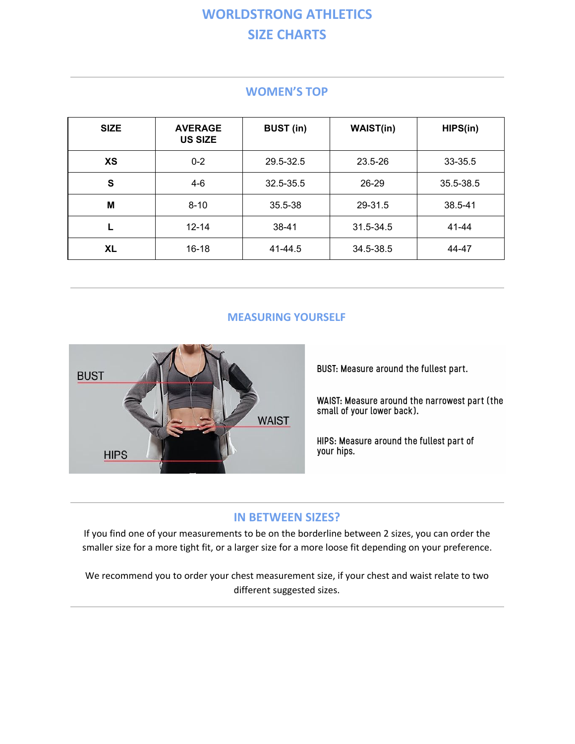# WORLDSTRONG ATHLETICS
# SIZE CHARTS

## WOMEN'S TOP

| SIZE | AVERAGE US SIZE | BUST (in) | WAIST(in) | HIPS(in) |
|---|---|---|---|---|
| XS | 0-2 | 29.5-32.5 | 23.5-26 | 33-35.5 |
| S | 4-6 | 32.5-35.5 | 26-29 | 35.5-38.5 |
| M | 8-10 | 35.5-38 | 29-31.5 | 38.5-41 |
| L | 12-14 | 38-41 | 31.5-34.5 | 41-44 |
| XL | 16-18 | 41-44.5 | 34.5-38.5 | 44-47 |

## MEASURING YOURSELF

BUST: Measure around the fullest part.

WAIST: Measure around the narrowest part (the small of your lower back).

HIPS: Measure around the fullest part of your hips.

## IN BETWEEN SIZES?

If you find one of your measurements to be on the borderline between 2 sizes, you can order the smaller size for a more tight fit, or a larger size for a more loose fit depending on your preference.

We recommend you to order your chest measurement size, if your chest and waist relate to two different suggested sizes.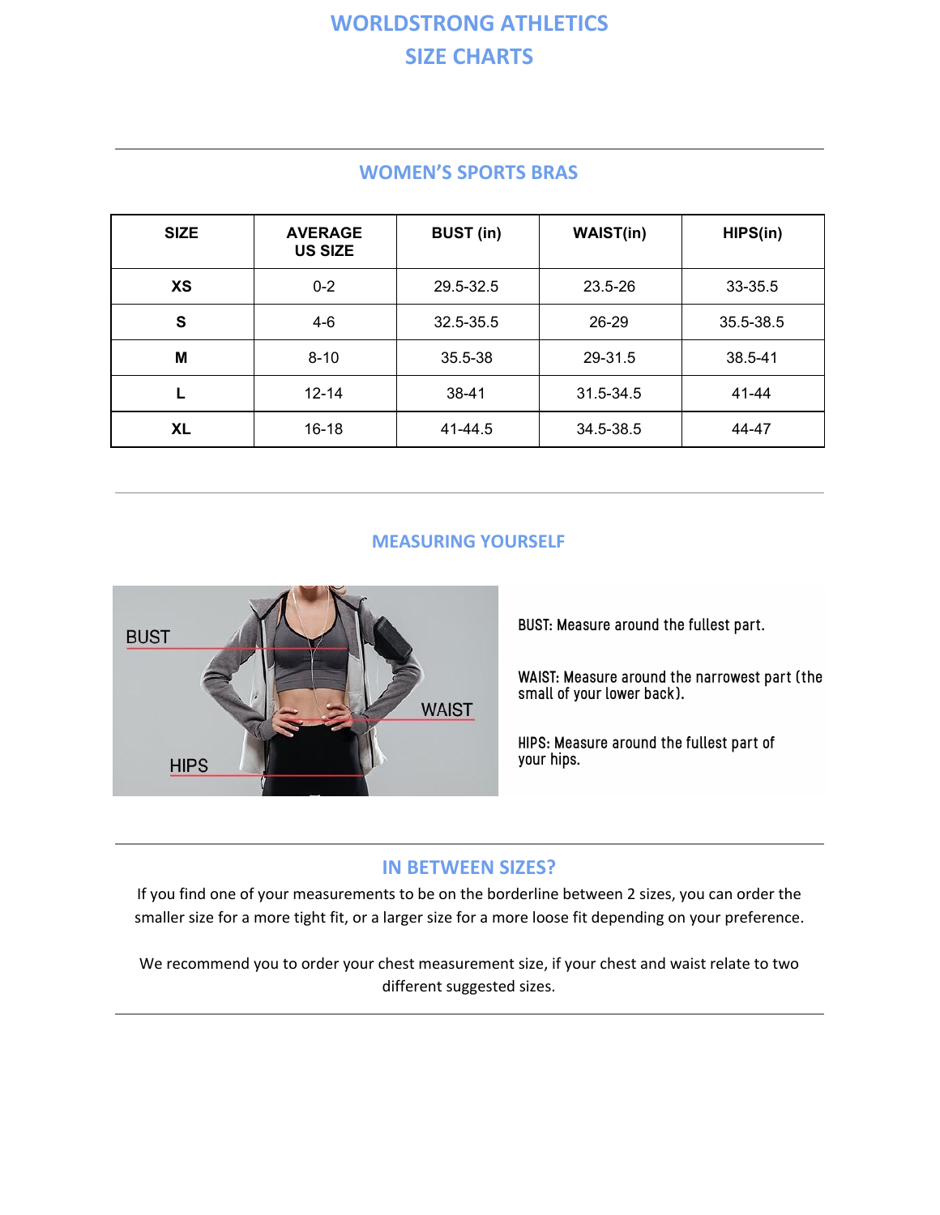# WORLDSTRONG ATHLETICS
# SIZE CHARTS

## WOMEN'S SPORTS BRAS

| SIZE | AVERAGE US SIZE | BUST (in) | WAIST(in) | HIPS(in) |
|---|---|---|---|---|
| XS | 0-2 | 29.5-32.5 | 23.5-26 | 33-35.5 |
| S | 4-6 | 32.5-35.5 | 26-29 | 35.5-38.5 |
| M | 8-10 | 35.5-38 | 29-31.5 | 38.5-41 |
| L | 12-14 | 38-41 | 31.5-34.5 | 41-44 |
| XL | 16-18 | 41-44.5 | 34.5-38.5 | 44-47 |

## MEASURING YOURSELF

BUST

WAIST

HIPS

BUST: Measure around the fullest part.

WAIST: Measure around the narrowest part (the small of your lower back).

HIPS: Measure around the fullest part of your hips.

## IN BETWEEN SIZES?

If you find one of your measurements to be on the borderline between 2 sizes, you can order the smaller size for a more tight fit, or a larger size for a more loose fit depending on your preference.

We recommend you to order your chest measurement size, if your chest and waist relate to two different suggested sizes.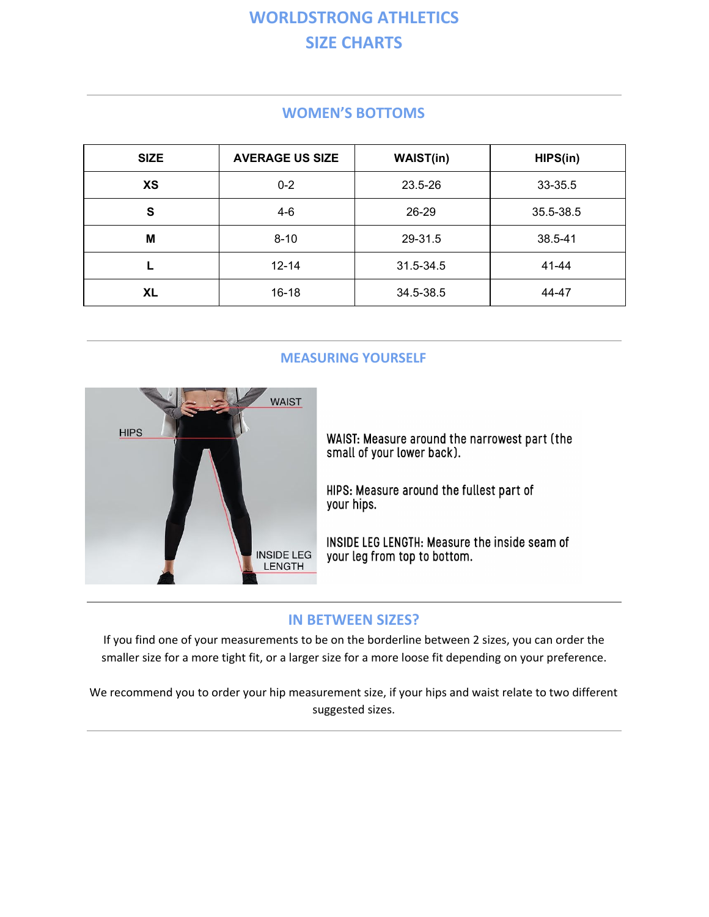# WORLDSTRONG ATHLETICS
# SIZE CHARTS

## WOMEN'S BOTTOMS

| SIZE | AVERAGE US SIZE | WAIST(in) | HIPS(in) |
|---|---|---|---|
| XS | 0-2 | 23.5-26 | 33-35.5 |
| S | 4-6 | 26-29 | 35.5-38.5 |
| M | 8-10 | 29-31.5 | 38.5-41 |
| L | 12-14 | 31.5-34.5 | 41-44 |
| XL | 16-18 | 34.5-38.5 | 44-47 |

## MEASURING YOURSELF

WAIST

HIPS

INSIDE LEG LENGTH

WAIST: Measure around the narrowest part (the small of your lower back).

HIPS: Measure around the fullest part of your hips.

INSIDE LEG LENGTH: Measure the inside seam of your leg from top to bottom.

## IN BETWEEN SIZES?

If you find one of your measurements to be on the borderline between 2 sizes, you can order the smaller size for a more tight fit, or a larger size for a more loose fit depending on your preference.

We recommend you to order your hip measurement size, if your hips and waist relate to two different suggested sizes.